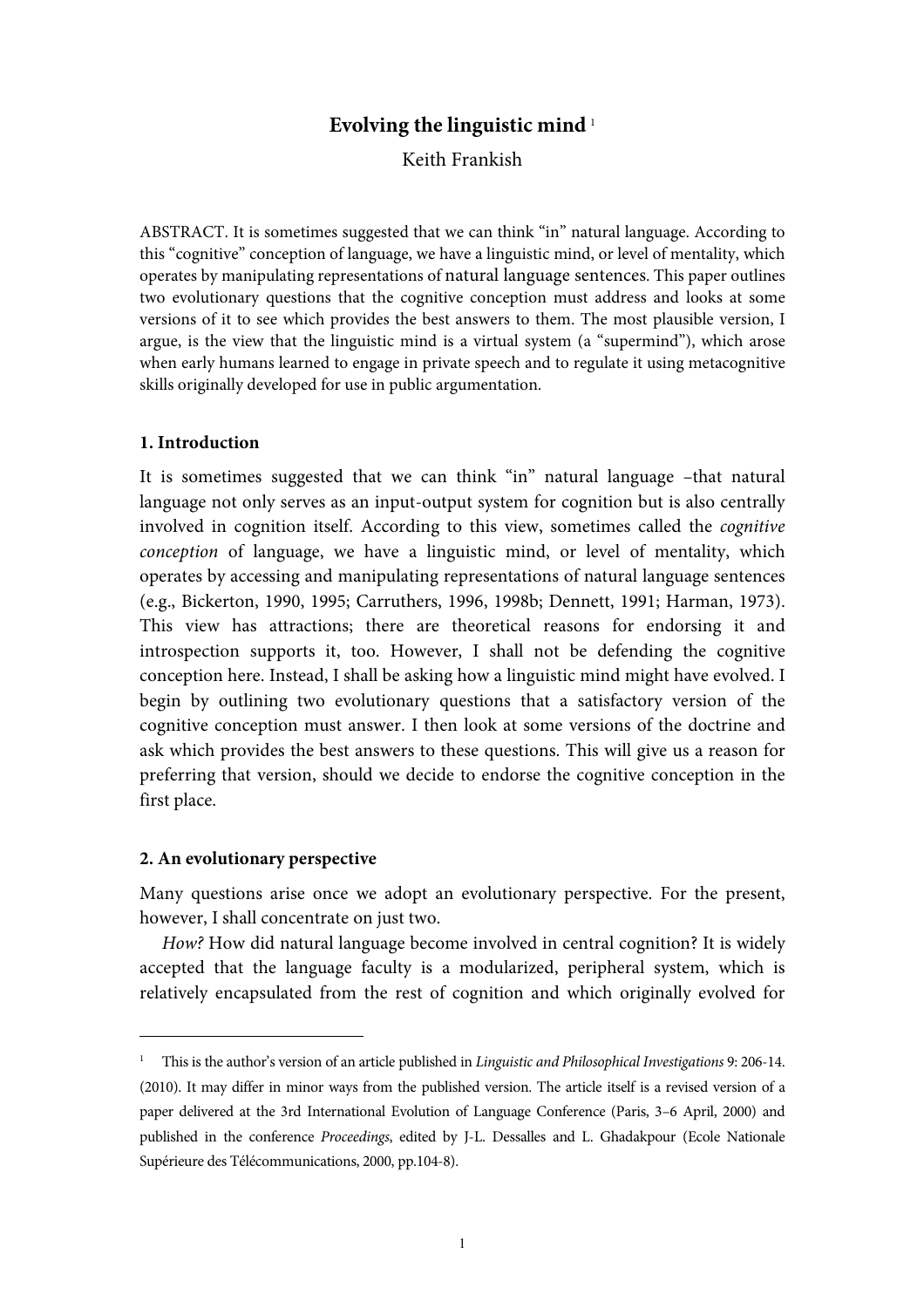# Evolving the linguistic mind [1]

Keith Frankish

ABSTRACT. It is sometimes suggested that we can think "in" natural language. According to this "cognitive" conception of language, we have a linguistic mind, or level of mentality, which operates by manipulating representations of natural language sentences. This paper outlines two evolutionary questions that the cognitive conception must address and looks at some versions of it to see which provides the best answers to them. The most plausible version, I argue, is the view that the linguistic mind is a virtual system (a "supermind"), which arose when early humans learned to engage in private speech and to regulate it using metacognitive skills originally developed for use in public argumentation.

## 1. Introduction

It is sometimes suggested that we can think "in" natural language –that natural language not only serves as an input-output system for cognition but is also centrally involved in cognition itself. According to this view, sometimes called the *cognitive conception* of language, we have a linguistic mind, or level of mentality, which operates by accessing and manipulating representations of natural language sentences (e.g., Bickerton, 1990, 1995; Carruthers, 1996, 1998b; Dennett, 1991; Harman, 1973). This view has attractions; there are theoretical reasons for endorsing it and introspection supports it, too. However, I shall not be defending the cognitive conception here. Instead, I shall be asking how a linguistic mind might have evolved. I begin by outlining two evolutionary questions that a satisfactory version of the cognitive conception must answer. I then look at some versions of the doctrine and ask which provides the best answers to these questions. This will give us a reason for preferring that version, should we decide to endorse the cognitive conception in the first place.

## 2. An evolutionary perspective

Many questions arise once we adopt an evolutionary perspective. For the present, however, I shall concentrate on just two.

*How?* How did natural language become involved in central cognition? It is widely accepted that the language faculty is a modularized, peripheral system, which is relatively encapsulated from the rest of cognition and which originally evolved for

---

[1] This is the author's version of an article published in *Linguistic and Philosophical Investigations* 9: 206-14. (2010). It may differ in minor ways from the published version. The article itself is a revised version of a paper delivered at the 3rd International Evolution of Language Conference (Paris, 3–6 April, 2000) and published in the conference *Proceedings*, edited by J-L. Dessalles and L. Ghadakpour (Ecole Nationale Supérieure des Télécommunications, 2000, pp.104-8).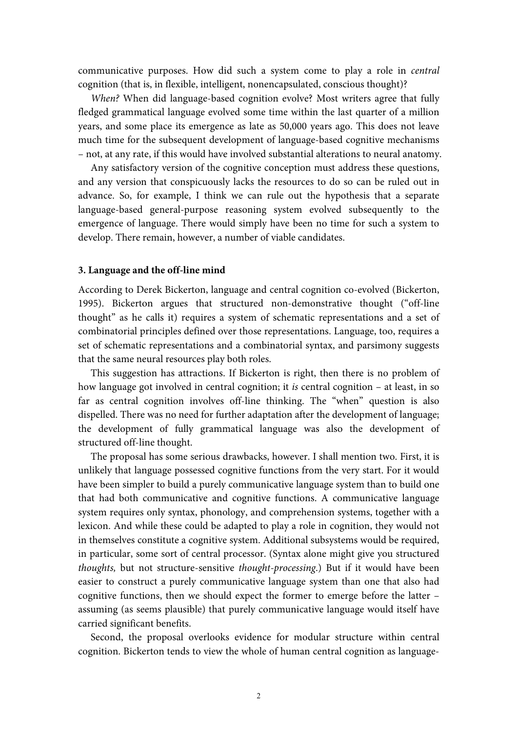communicative purposes. How did such a system come to play a role in *central* cognition (that is, in flexible, intelligent, nonencapsulated, conscious thought)?

*When?* When did language-based cognition evolve? Most writers agree that fully fledged grammatical language evolved some time within the last quarter of a million years, and some place its emergence as late as 50,000 years ago. This does not leave much time for the subsequent development of language-based cognitive mechanisms – not, at any rate, if this would have involved substantial alterations to neural anatomy.

Any satisfactory version of the cognitive conception must address these questions, and any version that conspicuously lacks the resources to do so can be ruled out in advance. So, for example, I think we can rule out the hypothesis that a separate language-based general-purpose reasoning system evolved subsequently to the emergence of language. There would simply have been no time for such a system to develop. There remain, however, a number of viable candidates.

### 3. Language and the off-line mind

According to Derek Bickerton, language and central cognition co-evolved (Bickerton, 1995). Bickerton argues that structured non-demonstrative thought ("off-line thought" as he calls it) requires a system of schematic representations and a set of combinatorial principles defined over those representations. Language, too, requires a set of schematic representations and a combinatorial syntax, and parsimony suggests that the same neural resources play both roles.

This suggestion has attractions. If Bickerton is right, then there is no problem of how language got involved in central cognition; it *is* central cognition – at least, in so far as central cognition involves off-line thinking. The "when" question is also dispelled. There was no need for further adaptation after the development of language; the development of fully grammatical language was also the development of structured off-line thought.

The proposal has some serious drawbacks, however. I shall mention two. First, it is unlikely that language possessed cognitive functions from the very start. For it would have been simpler to build a purely communicative language system than to build one that had both communicative and cognitive functions. A communicative language system requires only syntax, phonology, and comprehension systems, together with a lexicon. And while these could be adapted to play a role in cognition, they would not in themselves constitute a cognitive system. Additional subsystems would be required, in particular, some sort of central processor. (Syntax alone might give you structured *thoughts,* but not structure-sensitive *thought-processing*.) But if it would have been easier to construct a purely communicative language system than one that also had cognitive functions, then we should expect the former to emerge before the latter – assuming (as seems plausible) that purely communicative language would itself have carried significant benefits.

Second, the proposal overlooks evidence for modular structure within central cognition. Bickerton tends to view the whole of human central cognition as language-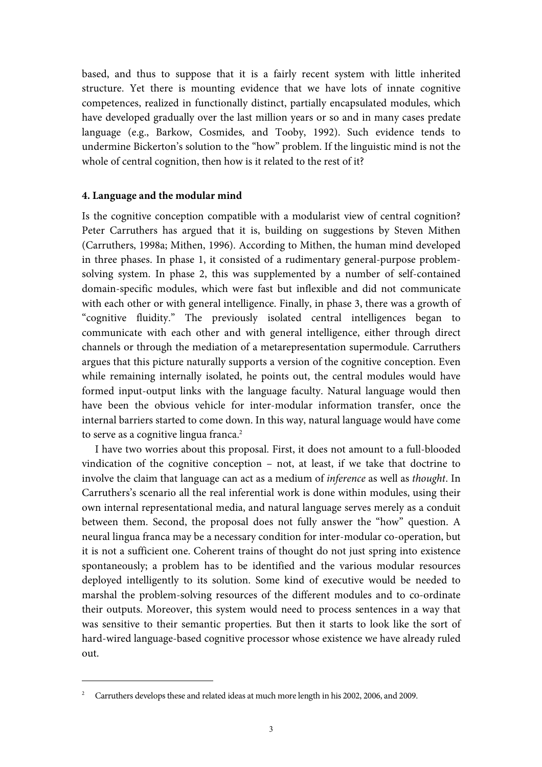based, and thus to suppose that it is a fairly recent system with little inherited structure. Yet there is mounting evidence that we have lots of innate cognitive competences, realized in functionally distinct, partially encapsulated modules, which have developed gradually over the last million years or so and in many cases predate language (e.g., Barkow, Cosmides, and Tooby, 1992). Such evidence tends to undermine Bickerton's solution to the "how" problem. If the linguistic mind is not the whole of central cognition, then how is it related to the rest of it?

## 4. Language and the modular mind

Is the cognitive conception compatible with a modularist view of central cognition? Peter Carruthers has argued that it is, building on suggestions by Steven Mithen (Carruthers, 1998a; Mithen, 1996). According to Mithen, the human mind developed in three phases. In phase 1, it consisted of a rudimentary general-purpose problem-solving system. In phase 2, this was supplemented by a number of self-contained domain-specific modules, which were fast but inflexible and did not communicate with each other or with general intelligence. Finally, in phase 3, there was a growth of "cognitive fluidity." The previously isolated central intelligences began to communicate with each other and with general intelligence, either through direct channels or through the mediation of a metarepresentation supermodule. Carruthers argues that this picture naturally supports a version of the cognitive conception. Even while remaining internally isolated, he points out, the central modules would have formed input-output links with the language faculty. Natural language would then have been the obvious vehicle for inter-modular information transfer, once the internal barriers started to come down. In this way, natural language would have come to serve as a cognitive lingua franca.[2]

I have two worries about this proposal. First, it does not amount to a full-blooded vindication of the cognitive conception – not, at least, if we take that doctrine to involve the claim that language can act as a medium of *inference* as well as *thought*. In Carruthers's scenario all the real inferential work is done within modules, using their own internal representational media, and natural language serves merely as a conduit between them. Second, the proposal does not fully answer the "how" question. A neural lingua franca may be a necessary condition for inter-modular co-operation, but it is not a sufficient one. Coherent trains of thought do not just spring into existence spontaneously; a problem has to be identified and the various modular resources deployed intelligently to its solution. Some kind of executive would be needed to marshal the problem-solving resources of the different modules and to co-ordinate their outputs. Moreover, this system would need to process sentences in a way that was sensitive to their semantic properties. But then it starts to look like the sort of hard-wired language-based cognitive processor whose existence we have already ruled out.

[2] Carruthers develops these and related ideas at much more length in his 2002, 2006, and 2009.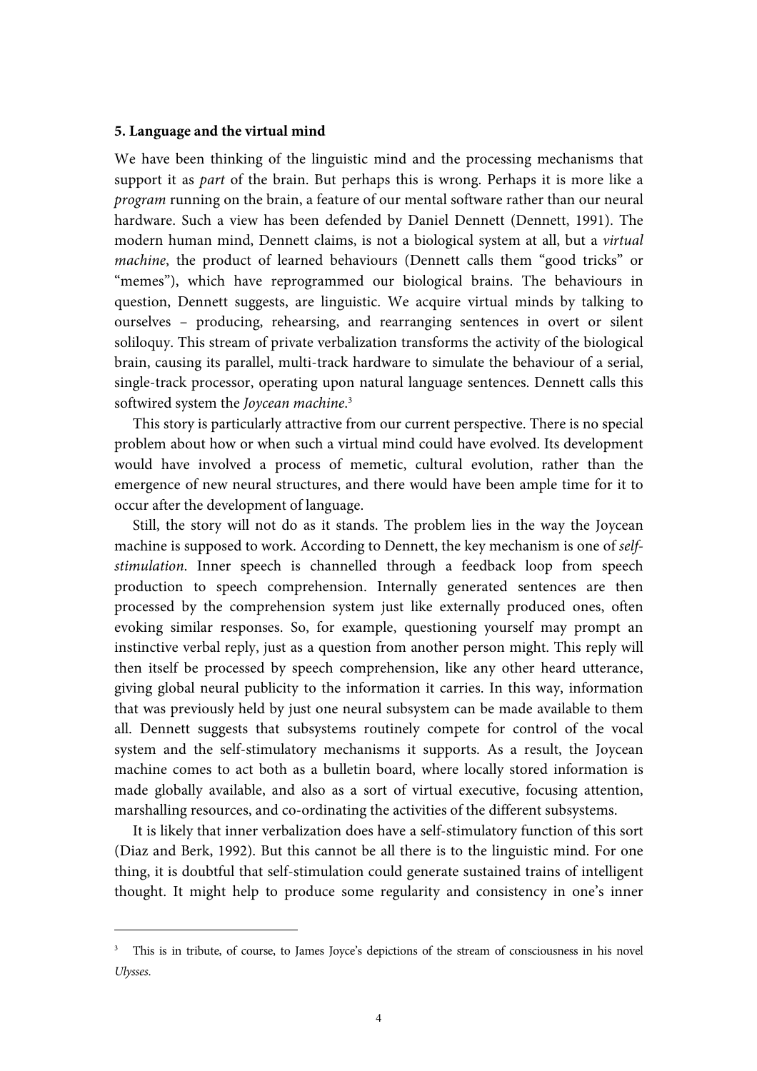**5. Language and the virtual mind**

We have been thinking of the linguistic mind and the processing mechanisms that support it as *part* of the brain. But perhaps this is wrong. Perhaps it is more like a *program* running on the brain, a feature of our mental software rather than our neural hardware. Such a view has been defended by Daniel Dennett (Dennett, 1991). The modern human mind, Dennett claims, is not a biological system at all, but a *virtual machine*, the product of learned behaviours (Dennett calls them "good tricks" or "memes"), which have reprogrammed our biological brains. The behaviours in question, Dennett suggests, are linguistic. We acquire virtual minds by talking to ourselves – producing, rehearsing, and rearranging sentences in overt or silent soliloquy. This stream of private verbalization transforms the activity of the biological brain, causing its parallel, multi-track hardware to simulate the behaviour of a serial, single-track processor, operating upon natural language sentences. Dennett calls this softwired system the *Joycean machine*.[3]

This story is particularly attractive from our current perspective. There is no special problem about how or when such a virtual mind could have evolved. Its development would have involved a process of memetic, cultural evolution, rather than the emergence of new neural structures, and there would have been ample time for it to occur after the development of language.

Still, the story will not do as it stands. The problem lies in the way the Joycean machine is supposed to work. According to Dennett, the key mechanism is one of *self-stimulation*. Inner speech is channelled through a feedback loop from speech production to speech comprehension. Internally generated sentences are then processed by the comprehension system just like externally produced ones, often evoking similar responses. So, for example, questioning yourself may prompt an instinctive verbal reply, just as a question from another person might. This reply will then itself be processed by speech comprehension, like any other heard utterance, giving global neural publicity to the information it carries. In this way, information that was previously held by just one neural subsystem can be made available to them all. Dennett suggests that subsystems routinely compete for control of the vocal system and the self-stimulatory mechanisms it supports. As a result, the Joycean machine comes to act both as a bulletin board, where locally stored information is made globally available, and also as a sort of virtual executive, focusing attention, marshalling resources, and co-ordinating the activities of the different subsystems.

It is likely that inner verbalization does have a self-stimulatory function of this sort (Diaz and Berk, 1992). But this cannot be all there is to the linguistic mind. For one thing, it is doubtful that self-stimulation could generate sustained trains of intelligent thought. It might help to produce some regularity and consistency in one's inner

---

[3] This is in tribute, of course, to James Joyce's depictions of the stream of consciousness in his novel *Ulysses*.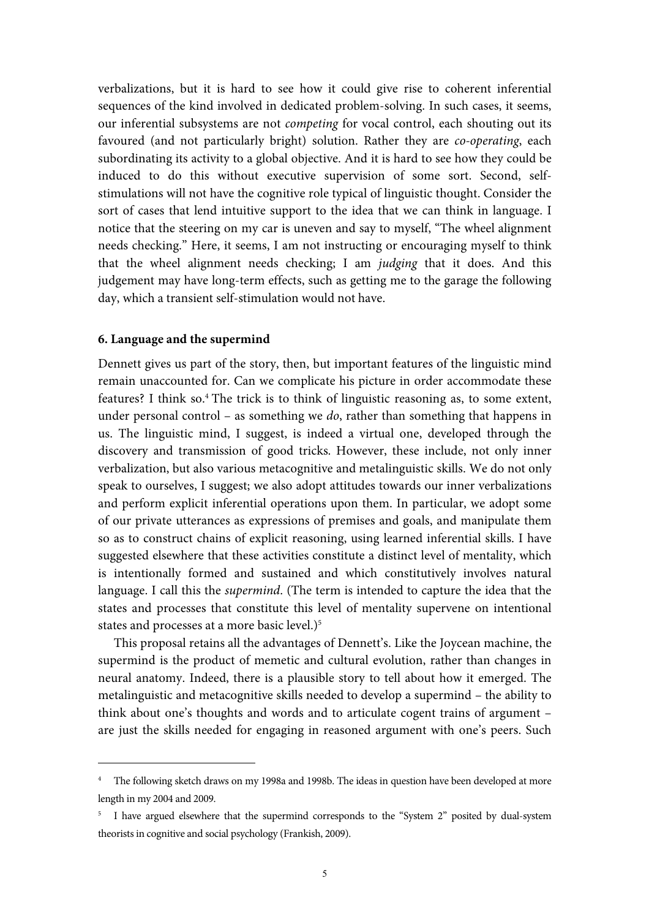verbalizations, but it is hard to see how it could give rise to coherent inferential sequences of the kind involved in dedicated problem-solving. In such cases, it seems, our inferential subsystems are not *competing* for vocal control, each shouting out its favoured (and not particularly bright) solution. Rather they are *co-operating*, each subordinating its activity to a global objective. And it is hard to see how they could be induced to do this without executive supervision of some sort. Second, self-stimulations will not have the cognitive role typical of linguistic thought. Consider the sort of cases that lend intuitive support to the idea that we can think in language. I notice that the steering on my car is uneven and say to myself, "The wheel alignment needs checking." Here, it seems, I am not instructing or encouraging myself to think that the wheel alignment needs checking; I am *judging* that it does. And this judgement may have long-term effects, such as getting me to the garage the following day, which a transient self-stimulation would not have.

**6. Language and the supermind**

Dennett gives us part of the story, then, but important features of the linguistic mind remain unaccounted for. Can we complicate his picture in order accommodate these features? I think so.[4] The trick is to think of linguistic reasoning as, to some extent, under personal control – as something we *do*, rather than something that happens in us. The linguistic mind, I suggest, is indeed a virtual one, developed through the discovery and transmission of good tricks. However, these include, not only inner verbalization, but also various metacognitive and metalinguistic skills. We do not only speak to ourselves, I suggest; we also adopt attitudes towards our inner verbalizations and perform explicit inferential operations upon them. In particular, we adopt some of our private utterances as expressions of premises and goals, and manipulate them so as to construct chains of explicit reasoning, using learned inferential skills. I have suggested elsewhere that these activities constitute a distinct level of mentality, which is intentionally formed and sustained and which constitutively involves natural language. I call this the *supermind*. (The term is intended to capture the idea that the states and processes that constitute this level of mentality supervene on intentional states and processes at a more basic level.)[5]

This proposal retains all the advantages of Dennett's. Like the Joycean machine, the supermind is the product of memetic and cultural evolution, rather than changes in neural anatomy. Indeed, there is a plausible story to tell about how it emerged. The metalinguistic and metacognitive skills needed to develop a supermind – the ability to think about one's thoughts and words and to articulate cogent trains of argument – are just the skills needed for engaging in reasoned argument with one's peers. Such

---

[4] The following sketch draws on my 1998a and 1998b. The ideas in question have been developed at more length in my 2004 and 2009.

[5] I have argued elsewhere that the supermind corresponds to the "System 2" posited by dual-system theorists in cognitive and social psychology (Frankish, 2009).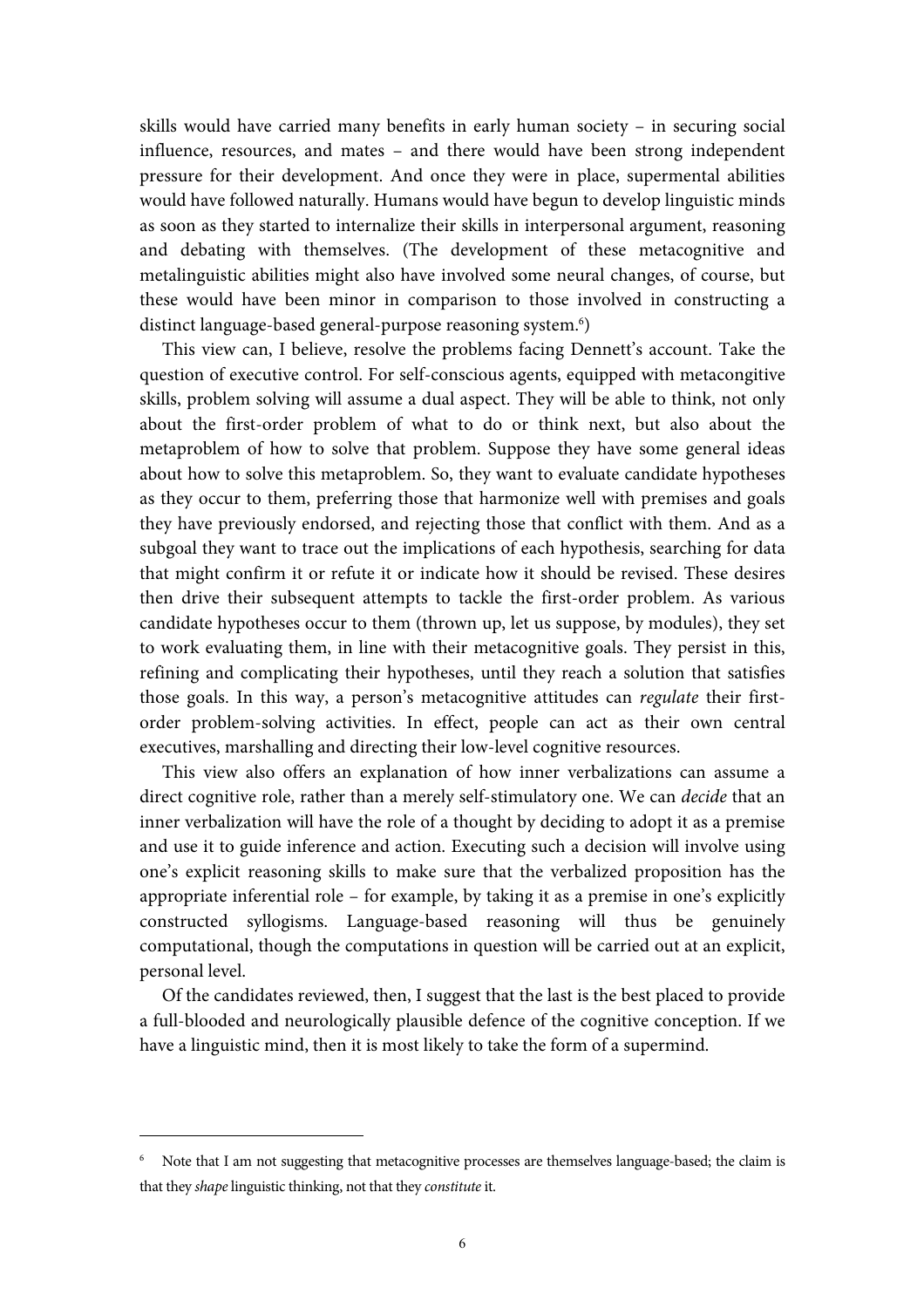skills would have carried many benefits in early human society – in securing social influence, resources, and mates – and there would have been strong independent pressure for their development. And once they were in place, supermental abilities would have followed naturally. Humans would have begun to develop linguistic minds as soon as they started to internalize their skills in interpersonal argument, reasoning and debating with themselves. (The development of these metacognitive and metalinguistic abilities might also have involved some neural changes, of course, but these would have been minor in comparison to those involved in constructing a distinct language-based general-purpose reasoning system.[6])

This view can, I believe, resolve the problems facing Dennett's account. Take the question of executive control. For self-conscious agents, equipped with metacongitive skills, problem solving will assume a dual aspect. They will be able to think, not only about the first-order problem of what to do or think next, but also about the metaproblem of how to solve that problem. Suppose they have some general ideas about how to solve this metaproblem. So, they want to evaluate candidate hypotheses as they occur to them, preferring those that harmonize well with premises and goals they have previously endorsed, and rejecting those that conflict with them. And as a subgoal they want to trace out the implications of each hypothesis, searching for data that might confirm it or refute it or indicate how it should be revised. These desires then drive their subsequent attempts to tackle the first-order problem. As various candidate hypotheses occur to them (thrown up, let us suppose, by modules), they set to work evaluating them, in line with their metacognitive goals. They persist in this, refining and complicating their hypotheses, until they reach a solution that satisfies those goals. In this way, a person's metacognitive attitudes can *regulate* their first-order problem-solving activities. In effect, people can act as their own central executives, marshalling and directing their low-level cognitive resources.

This view also offers an explanation of how inner verbalizations can assume a direct cognitive role, rather than a merely self-stimulatory one. We can *decide* that an inner verbalization will have the role of a thought by deciding to adopt it as a premise and use it to guide inference and action. Executing such a decision will involve using one's explicit reasoning skills to make sure that the verbalized proposition has the appropriate inferential role – for example, by taking it as a premise in one's explicitly constructed syllogisms. Language-based reasoning will thus be genuinely computational, though the computations in question will be carried out at an explicit, personal level.

Of the candidates reviewed, then, I suggest that the last is the best placed to provide a full-blooded and neurologically plausible defence of the cognitive conception. If we have a linguistic mind, then it is most likely to take the form of a supermind.

---

[6] Note that I am not suggesting that metacognitive processes are themselves language-based; the claim is that they *shape* linguistic thinking, not that they *constitute* it.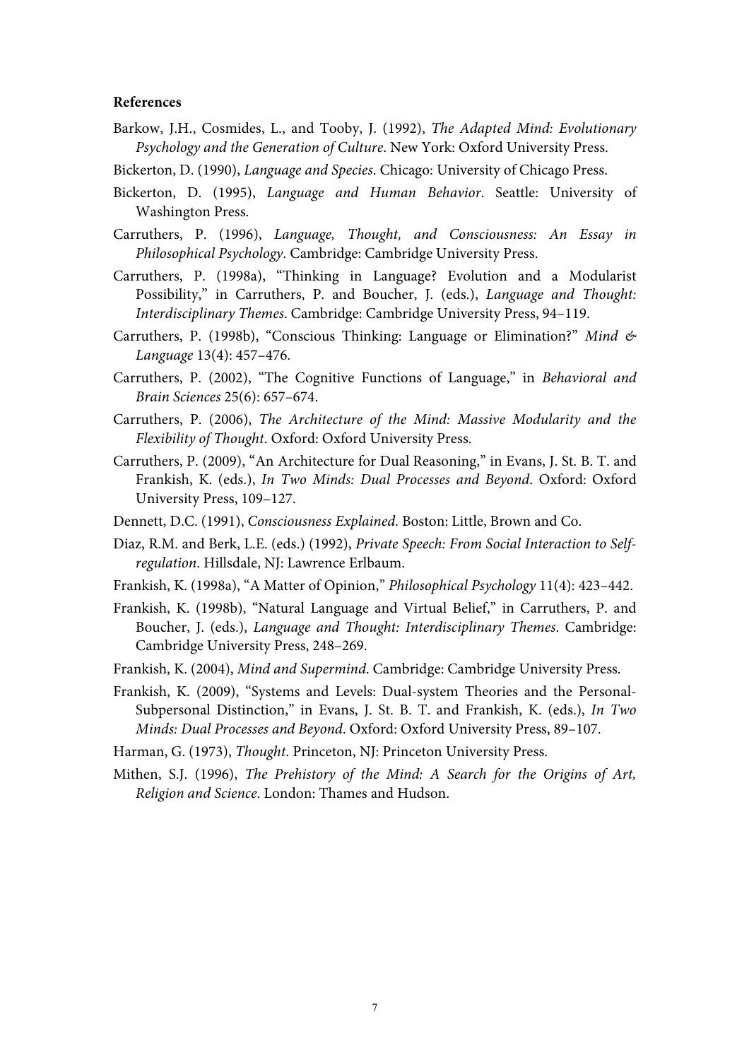**References**

Barkow, J.H., Cosmides, L., and Tooby, J. (1992), *The Adapted Mind: Evolutionary Psychology and the Generation of Culture*. New York: Oxford University Press.

Bickerton, D. (1990), *Language and Species*. Chicago: University of Chicago Press.

Bickerton, D. (1995), *Language and Human Behavior*. Seattle: University of Washington Press.

Carruthers, P. (1996), *Language, Thought, and Consciousness: An Essay in Philosophical Psychology*. Cambridge: Cambridge University Press.

Carruthers, P. (1998a), "Thinking in Language? Evolution and a Modularist Possibility," in Carruthers, P. and Boucher, J. (eds.), *Language and Thought: Interdisciplinary Themes*. Cambridge: Cambridge University Press, 94–119.

Carruthers, P. (1998b), "Conscious Thinking: Language or Elimination?" *Mind & Language* 13(4): 457–476.

Carruthers, P. (2002), "The Cognitive Functions of Language," in *Behavioral and Brain Sciences* 25(6): 657–674.

Carruthers, P. (2006), *The Architecture of the Mind: Massive Modularity and the Flexibility of Thought*. Oxford: Oxford University Press.

Carruthers, P. (2009), "An Architecture for Dual Reasoning," in Evans, J. St. B. T. and Frankish, K. (eds.), *In Two Minds: Dual Processes and Beyond*. Oxford: Oxford University Press, 109–127.

Dennett, D.C. (1991), *Consciousness Explained*. Boston: Little, Brown and Co.

Diaz, R.M. and Berk, L.E. (eds.) (1992), *Private Speech: From Social Interaction to Self-regulation*. Hillsdale, NJ: Lawrence Erlbaum.

Frankish, K. (1998a), "A Matter of Opinion," *Philosophical Psychology* 11(4): 423–442.

Frankish, K. (1998b), "Natural Language and Virtual Belief," in Carruthers, P. and Boucher, J. (eds.), *Language and Thought: Interdisciplinary Themes*. Cambridge: Cambridge University Press, 248–269.

Frankish, K. (2004), *Mind and Supermind*. Cambridge: Cambridge University Press.

Frankish, K. (2009), "Systems and Levels: Dual-system Theories and the Personal-Subpersonal Distinction," in Evans, J. St. B. T. and Frankish, K. (eds.), *In Two Minds: Dual Processes and Beyond*. Oxford: Oxford University Press, 89–107.

Harman, G. (1973), *Thought*. Princeton, NJ: Princeton University Press.

Mithen, S.J. (1996), *The Prehistory of the Mind: A Search for the Origins of Art, Religion and Science*. London: Thames and Hudson.